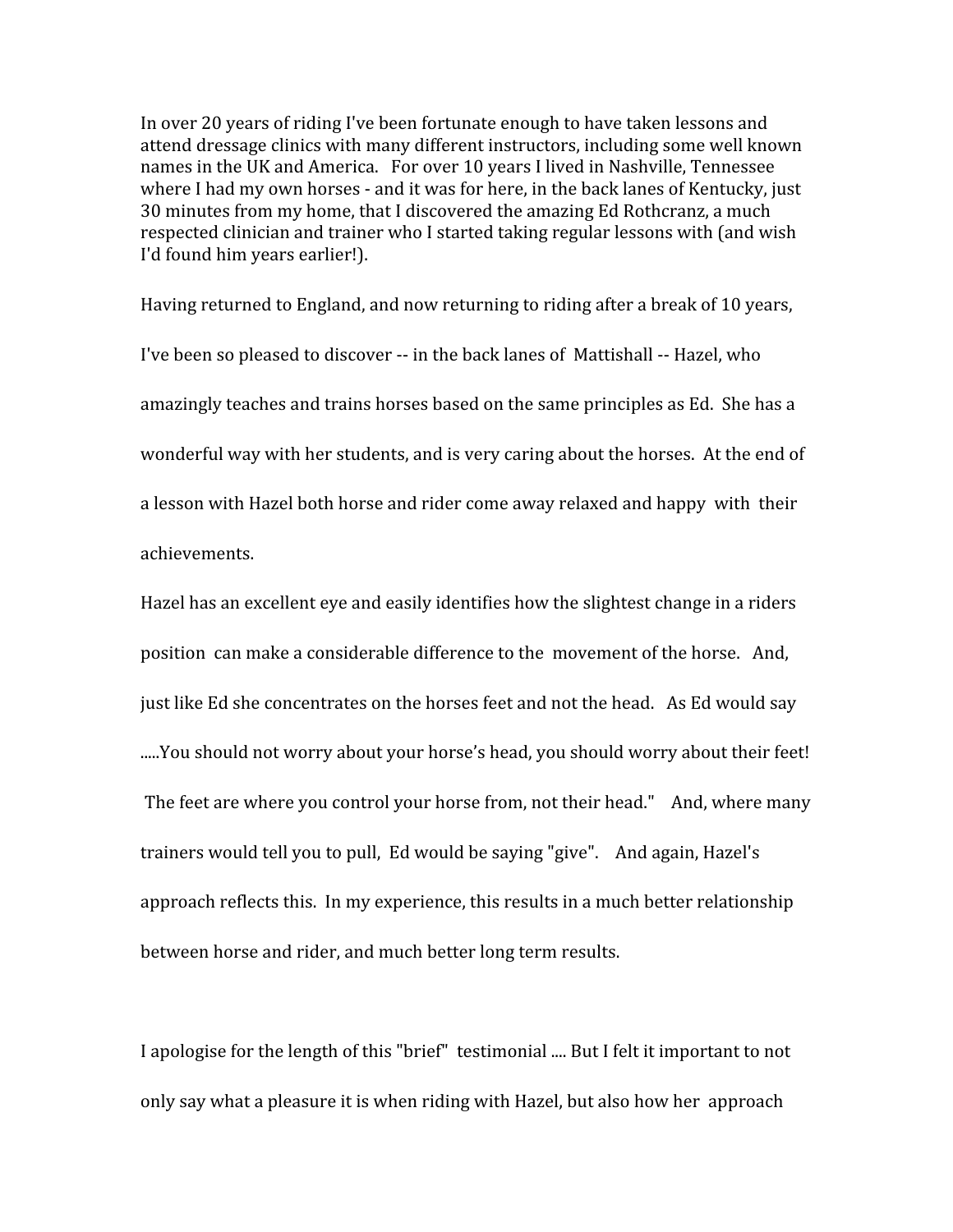In over 20 years of riding I've been fortunate enough to have taken lessons and attend dressage clinics with many different instructors, including some well known names in the UK and America. For over 10 years I lived in Nashville, Tennessee where I had my own horses - and it was for here, in the back lanes of Kentucky, just 30 minutes from my home, that I discovered the amazing Ed Rothcranz, a much respected clinician and trainer who I started taking regular lessons with (and wish I'd found him years earlier!).

Having returned to England, and now returning to riding after a break of 10 years, I've been so pleased to discover -- in the back lanes of Mattishall -- Hazel, who amazingly teaches and trains horses based on the same principles as Ed. She has a wonderful way with her students, and is very caring about the horses. At the end of a lesson with Hazel both horse and rider come away relaxed and happy with their achievements.

Hazel has an excellent eye and easily identifies how the slightest change in a riders position can make a considerable difference to the movement of the horse. And, just like Ed she concentrates on the horses feet and not the head. As Ed would say .....You should not worry about your horse's head, you should worry about their feet! The feet are where you control your horse from, not their head." And, where many trainers would tell you to pull, Ed would be saying "give". And again, Hazel's approach reflects this. In my experience, this results in a much better relationship between horse and rider, and much better long term results.

I apologise for the length of this "brief" testimonial .... But I felt it important to not only say what a pleasure it is when riding with Hazel, but also how her approach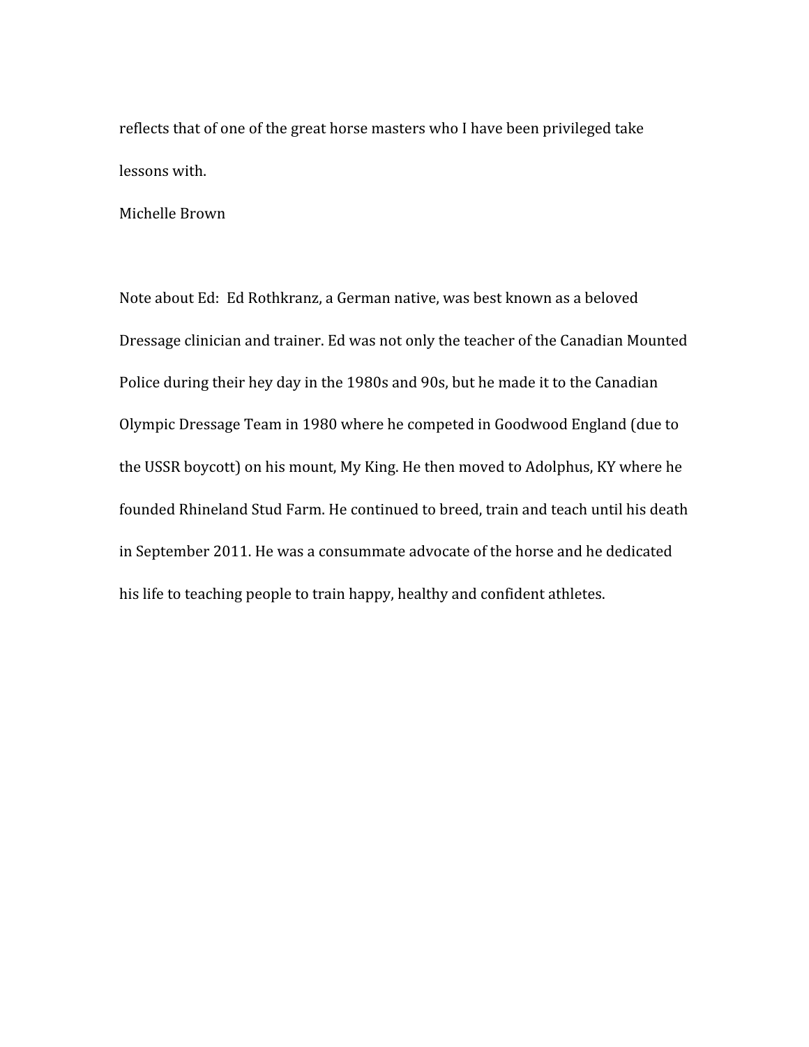reflects that of one of the great horse masters who I have been privileged take lessons with.

Michelle Brown

Note about Ed: Ed Rothkranz, a German native, was best known as a beloved Dressage clinician and trainer. Ed was not only the teacher of the Canadian Mounted Police during their hey day in the 1980s and 90s, but he made it to the Canadian Olympic Dressage Team in 1980 where he competed in Goodwood England (due to the USSR boycott) on his mount, My King. He then moved to Adolphus, KY where he founded Rhineland Stud Farm. He continued to breed, train and teach until his death in September 2011. He was a consummate advocate of the horse and he dedicated his life to teaching people to train happy, healthy and confident athletes.